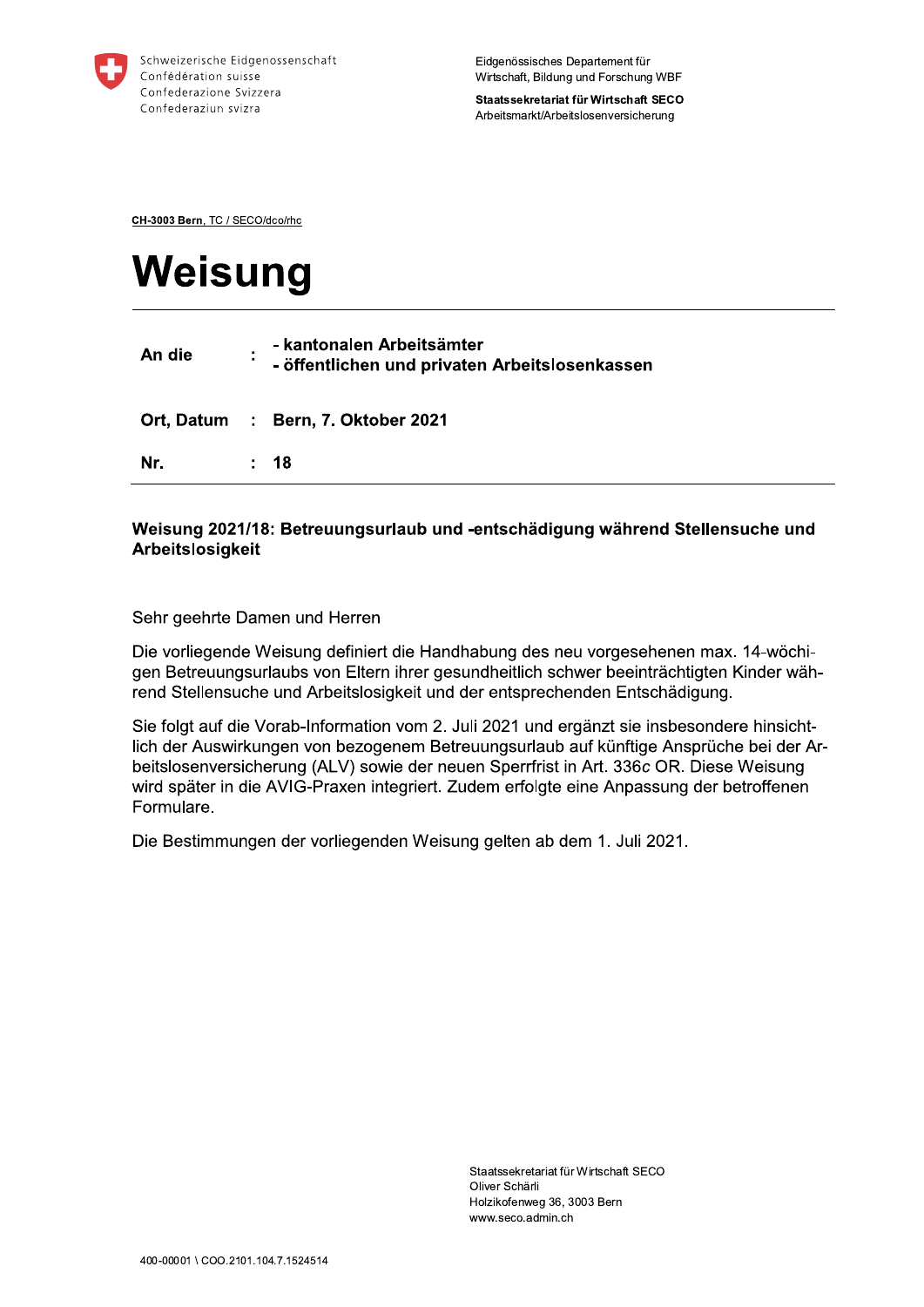Schweizerische Eidgenossenschaft
Confédération suisse
Confederazione Svizzera
Confederaziun svizra

Eidgenössisches Departement für Wirtschaft, Bildung und Forschung WBF

**Staatssekretariat für Wirtschaft SECO**
Arbeitsmarkt/Arbeitslosenversicherung

**CH-3003 Bern**, TC / SECO/dco/rhc

# Weisung

| | | |
|---|---|---|
| **An die** | **:** | **- kantonalen Arbeitsämter**<br>**- öffentlichen und privaten Arbeitslosenkassen** |
| **Ort, Datum** | **:** | **Bern, 7. Oktober 2021** |
| **Nr.** | **:** | **18** |

**Weisung 2021/18: Betreuungsurlaub und -entschädigung während Stellensuche und Arbeitslosigkeit**

Sehr geehrte Damen und Herren

Die vorliegende Weisung definiert die Handhabung des neu vorgesehenen max. 14-wöchigen Betreuungsurlaubs von Eltern ihrer gesundheitlich schwer beeinträchtigten Kinder während Stellensuche und Arbeitslosigkeit und der entsprechenden Entschädigung.

Sie folgt auf die Vorab-Information vom 2. Juli 2021 und ergänzt sie insbesondere hinsichtlich der Auswirkungen von bezogenem Betreuungsurlaub auf künftige Ansprüche bei der Arbeitslosenversicherung (ALV) sowie der neuen Sperrfrist in Art. 336*c* OR. Diese Weisung wird später in die AVIG-Praxen integriert. Zudem erfolgte eine Anpassung der betroffenen Formulare.

Die Bestimmungen der vorliegenden Weisung gelten ab dem 1. Juli 2021.

Staatssekretariat für Wirtschaft SECO
Oliver Schärli
Holzikofenweg 36, 3003 Bern
www.seco.admin.ch

400-00001 \ COO.2101.104.7.1524514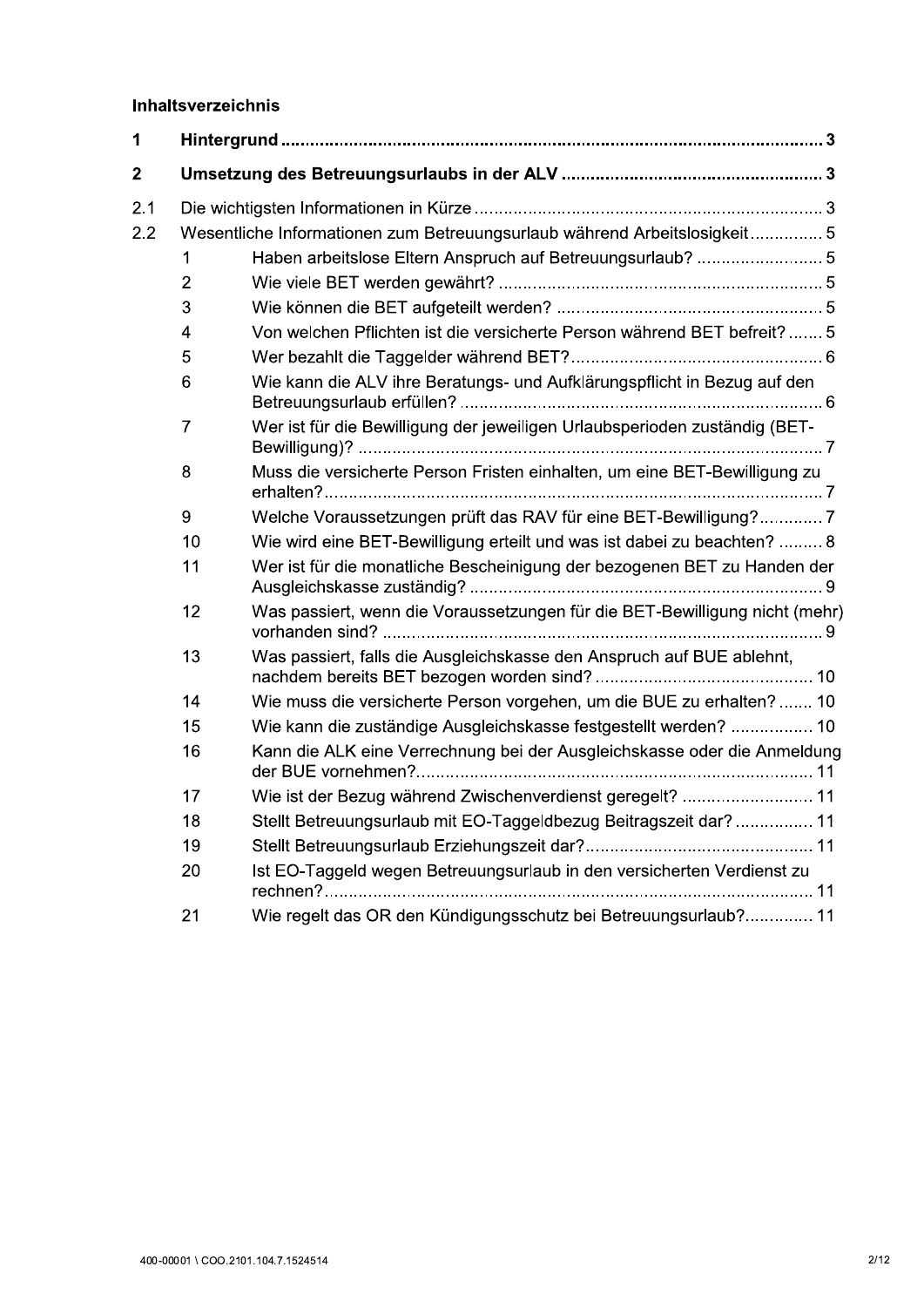**Inhaltsverzeichnis**

| | | | |
|---|---|---|---|
| **1** | **Hintergrund** | | **3** |
| **2** | **Umsetzung des Betreuungsurlaubs in der ALV** | | **3** |
| 2.1 | Die wichtigsten Informationen in Kürze | | 3 |
| 2.2 | Wesentliche Informationen zum Betreuungsurlaub während Arbeitslosigkeit | | 5 |
| | 1 | Haben arbeitslose Eltern Anspruch auf Betreuungsurlaub? | 5 |
| | 2 | Wie viele BET werden gewährt? | 5 |
| | 3 | Wie können die BET aufgeteilt werden? | 5 |
| | 4 | Von welchen Pflichten ist die versicherte Person während BET befreit? | 5 |
| | 5 | Wer bezahlt die Taggelder während BET? | 6 |
| | 6 | Wie kann die ALV ihre Beratungs- und Aufklärungspflicht in Bezug auf den Betreuungsurlaub erfüllen? | 6 |
| | 7 | Wer ist für die Bewilligung der jeweiligen Urlaubsperioden zuständig (BET-Bewilligung)? | 7 |
| | 8 | Muss die versicherte Person Fristen einhalten, um eine BET-Bewilligung zu erhalten? | 7 |
| | 9 | Welche Voraussetzungen prüft das RAV für eine BET-Bewilligung? | 7 |
| | 10 | Wie wird eine BET-Bewilligung erteilt und was ist dabei zu beachten? | 8 |
| | 11 | Wer ist für die monatliche Bescheinigung der bezogenen BET zu Handen der Ausgleichskasse zuständig? | 9 |
| | 12 | Was passiert, wenn die Voraussetzungen für die BET-Bewilligung nicht (mehr) vorhanden sind? | 9 |
| | 13 | Was passiert, falls die Ausgleichskasse den Anspruch auf BUE ablehnt, nachdem bereits BET bezogen worden sind? | 10 |
| | 14 | Wie muss die versicherte Person vorgehen, um die BUE zu erhalten? | 10 |
| | 15 | Wie kann die zuständige Ausgleichskasse festgestellt werden? | 10 |
| | 16 | Kann die ALK eine Verrechnung bei der Ausgleichskasse oder die Anmeldung der BUE vornehmen? | 11 |
| | 17 | Wie ist der Bezug während Zwischenverdienst geregelt? | 11 |
| | 18 | Stellt Betreuungsurlaub mit EO-Taggeldbezug Beitragszeit dar? | 11 |
| | 19 | Stellt Betreuungsurlaub Erziehungszeit dar? | 11 |
| | 20 | Ist EO-Taggeld wegen Betreuungsurlaub in den versicherten Verdienst zu rechnen? | 11 |
| | 21 | Wie regelt das OR den Kündigungsschutz bei Betreuungsurlaub? | 11 |

400-00001 \ COO.2101.104.7.1524514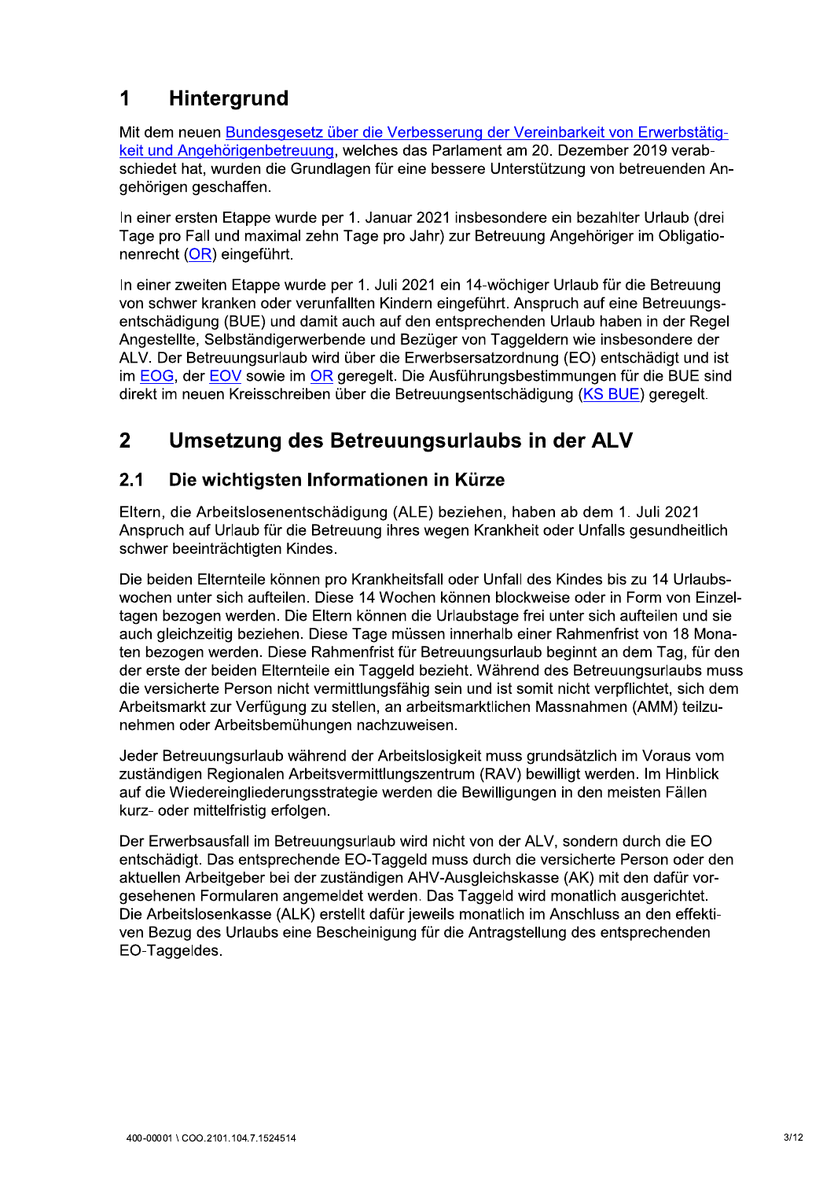# 1 Hintergrund

Mit dem neuen Bundesgesetz über die Verbesserung der Vereinbarkeit von Erwerbstätigkeit und Angehörigenbetreuung, welches das Parlament am 20. Dezember 2019 verabschiedet hat, wurden die Grundlagen für eine bessere Unterstützung von betreuenden Angehörigen geschaffen.

In einer ersten Etappe wurde per 1. Januar 2021 insbesondere ein bezahlter Urlaub (drei Tage pro Fall und maximal zehn Tage pro Jahr) zur Betreuung Angehöriger im Obligationenrecht (OR) eingeführt.

In einer zweiten Etappe wurde per 1. Juli 2021 ein 14-wöchiger Urlaub für die Betreuung von schwer kranken oder verunfallten Kindern eingeführt. Anspruch auf eine Betreuungsentschädigung (BUE) und damit auch auf den entsprechenden Urlaub haben in der Regel Angestellte, Selbständigerwerbende und Bezüger von Taggeldern wie insbesondere der ALV. Der Betreuungsurlaub wird über die Erwerbsersatzordnung (EO) entschädigt und ist im EOG, der EOV sowie im OR geregelt. Die Ausführungsbestimmungen für die BUE sind direkt im neuen Kreisschreiben über die Betreuungsentschädigung (KS BUE) geregelt.

# 2 Umsetzung des Betreuungsurlaubs in der ALV

## 2.1 Die wichtigsten Informationen in Kürze

Eltern, die Arbeitslosenentschädigung (ALE) beziehen, haben ab dem 1. Juli 2021 Anspruch auf Urlaub für die Betreuung ihres wegen Krankheit oder Unfalls gesundheitlich schwer beeinträchtigten Kindes.

Die beiden Elternteile können pro Krankheitsfall oder Unfall des Kindes bis zu 14 Urlaubswochen unter sich aufteilen. Diese 14 Wochen können blockweise oder in Form von Einzeltagen bezogen werden. Die Eltern können die Urlaubstage frei unter sich aufteilen und sie auch gleichzeitig beziehen. Diese Tage müssen innerhalb einer Rahmenfrist von 18 Monaten bezogen werden. Diese Rahmenfrist für Betreuungsurlaub beginnt an dem Tag, für den der erste der beiden Elternteile ein Taggeld bezieht. Während des Betreuungsurlaubs muss die versicherte Person nicht vermittlungsfähig sein und ist somit nicht verpflichtet, sich dem Arbeitsmarkt zur Verfügung zu stellen, an arbeitsmarktlichen Massnahmen (AMM) teilzunehmen oder Arbeitsbemühungen nachzuweisen.

Jeder Betreuungsurlaub während der Arbeitslosigkeit muss grundsätzlich im Voraus vom zuständigen Regionalen Arbeitsvermittlungszentrum (RAV) bewilligt werden. Im Hinblick auf die Wiedereingliederungsstrategie werden die Bewilligungen in den meisten Fällen kurz- oder mittelfristig erfolgen.

Der Erwerbsausfall im Betreuungsurlaub wird nicht von der ALV, sondern durch die EO entschädigt. Das entsprechende EO-Taggeld muss durch die versicherte Person oder den aktuellen Arbeitgeber bei der zuständigen AHV-Ausgleichskasse (AK) mit den dafür vorgesehenen Formularen angemeldet werden. Das Taggeld wird monatlich ausgerichtet. Die Arbeitslosenkasse (ALK) erstellt dafür jeweils monatlich im Anschluss an den effektiven Bezug des Urlaubs eine Bescheinigung für die Antragstellung des entsprechenden EO-Taggeldes.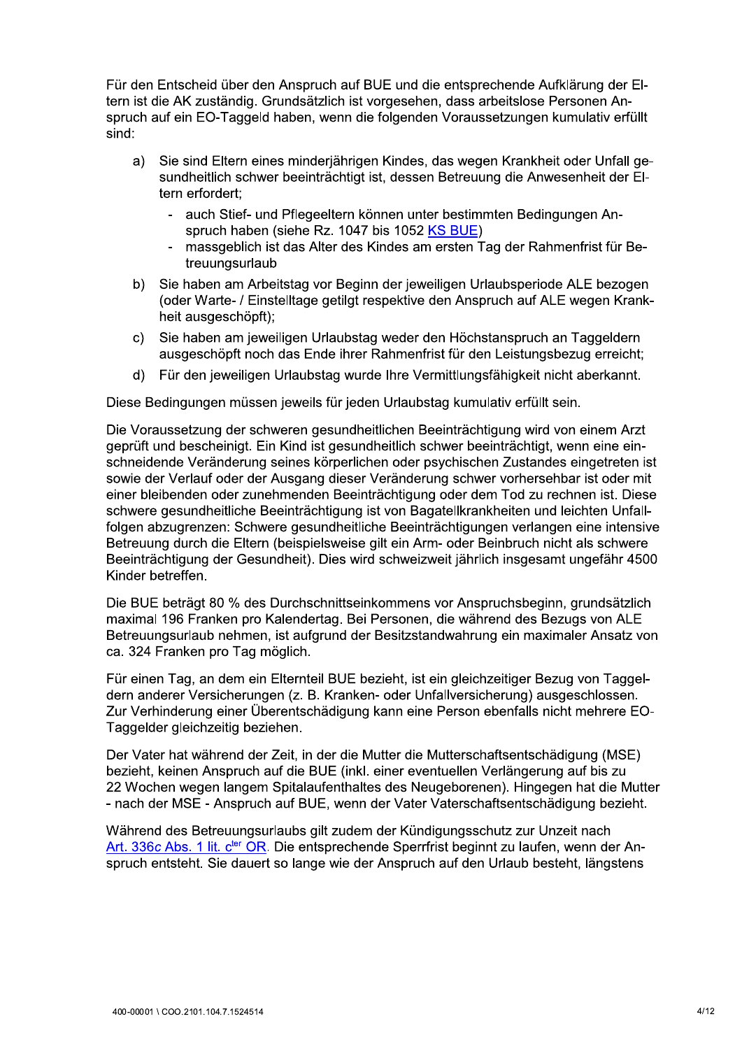Für den Entscheid über den Anspruch auf BUE und die entsprechende Aufklärung der Eltern ist die AK zuständig. Grundsätzlich ist vorgesehen, dass arbeitslose Personen Anspruch auf ein EO-Taggeld haben, wenn die folgenden Voraussetzungen kumulativ erfüllt sind:

a) Sie sind Eltern eines minderjährigen Kindes, das wegen Krankheit oder Unfall gesundheitlich schwer beeinträchtigt ist, dessen Betreuung die Anwesenheit der Eltern erfordert;
   - auch Stief- und Pflegeeltern können unter bestimmten Bedingungen Anspruch haben (siehe Rz. 1047 bis 1052 KS BUE)
   - massgeblich ist das Alter des Kindes am ersten Tag der Rahmenfrist für Betreuungsurlaub

b) Sie haben am Arbeitstag vor Beginn der jeweiligen Urlaubsperiode ALE bezogen (oder Warte- / Einstelltage getilgt respektive den Anspruch auf ALE wegen Krankheit ausgeschöpft);

c) Sie haben am jeweiligen Urlaubstag weder den Höchstanspruch an Taggeldern ausgeschöpft noch das Ende ihrer Rahmenfrist für den Leistungsbezug erreicht;

d) Für den jeweiligen Urlaubstag wurde Ihre Vermittlungsfähigkeit nicht aberkannt.

Diese Bedingungen müssen jeweils für jeden Urlaubstag kumulativ erfüllt sein.

Die Voraussetzung der schweren gesundheitlichen Beeinträchtigung wird von einem Arzt geprüft und bescheinigt. Ein Kind ist gesundheitlich schwer beeinträchtigt, wenn eine einschneidende Veränderung seines körperlichen oder psychischen Zustandes eingetreten ist sowie der Verlauf oder der Ausgang dieser Veränderung schwer vorhersehbar ist oder mit einer bleibenden oder zunehmenden Beeinträchtigung oder dem Tod zu rechnen ist. Diese schwere gesundheitliche Beeinträchtigung ist von Bagatellkrankheiten und leichten Unfallfolgen abzugrenzen: Schwere gesundheitliche Beeinträchtigungen verlangen eine intensive Betreuung durch die Eltern (beispielsweise gilt ein Arm- oder Beinbruch nicht als schwere Beeinträchtigung der Gesundheit). Dies wird schweizweit jährlich insgesamt ungefähr 4500 Kinder betreffen.

Die BUE beträgt 80 % des Durchschnittseinkommens vor Anspruchsbeginn, grundsätzlich maximal 196 Franken pro Kalendertag. Bei Personen, die während des Bezugs von ALE Betreuungsurlaub nehmen, ist aufgrund der Besitzstandwahrung ein maximaler Ansatz von ca. 324 Franken pro Tag möglich.

Für einen Tag, an dem ein Elternteil BUE bezieht, ist ein gleichzeitiger Bezug von Taggeldern anderer Versicherungen (z. B. Kranken- oder Unfallversicherung) ausgeschlossen. Zur Verhinderung einer Überentschädigung kann eine Person ebenfalls nicht mehrere EO-Taggelder gleichzeitig beziehen.

Der Vater hat während der Zeit, in der die Mutter die Mutterschaftsentschädigung (MSE) bezieht, keinen Anspruch auf die BUE (inkl. einer eventuellen Verlängerung auf bis zu 22 Wochen wegen langem Spitalaufenthaltes des Neugeborenen). Hingegen hat die Mutter - nach der MSE - Anspruch auf BUE, wenn der Vater Vaterschaftsentschädigung bezieht.

Während des Betreuungsurlaubs gilt zudem der Kündigungsschutz zur Unzeit nach Art. 336*c* Abs. 1 lit. c[ter] OR. Die entsprechende Sperrfrist beginnt zu laufen, wenn der Anspruch entsteht. Sie dauert so lange wie der Anspruch auf den Urlaub besteht, längstens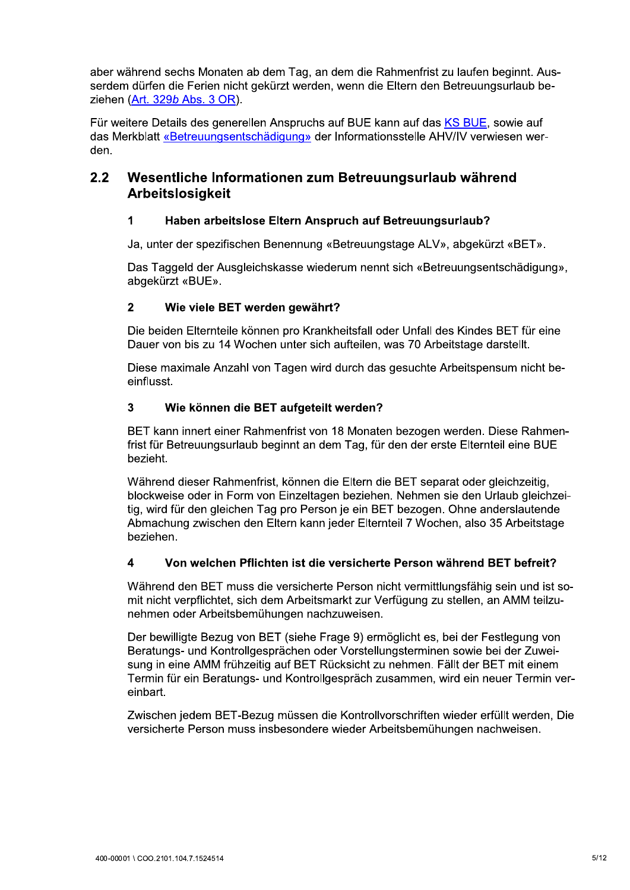aber während sechs Monaten ab dem Tag, an dem die Rahmenfrist zu laufen beginnt. Ausserdem dürfen die Ferien nicht gekürzt werden, wenn die Eltern den Betreuungsurlaub beziehen (Art. 329*b* Abs. 3 OR).

Für weitere Details des generellen Anspruchs auf BUE kann auf das KS BUE, sowie auf das Merkblatt «Betreuungsentschädigung» der Informationsstelle AHV/IV verwiesen werden.

## 2.2 Wesentliche Informationen zum Betreuungsurlaub während Arbeitslosigkeit

### 1 Haben arbeitslose Eltern Anspruch auf Betreuungsurlaub?

Ja, unter der spezifischen Benennung «Betreuungstage ALV», abgekürzt «BET».

Das Taggeld der Ausgleichskasse wiederum nennt sich «Betreuungsentschädigung», abgekürzt «BUE».

### 2 Wie viele BET werden gewährt?

Die beiden Elternteile können pro Krankheitsfall oder Unfall des Kindes BET für eine Dauer von bis zu 14 Wochen unter sich aufteilen, was 70 Arbeitstage darstellt.

Diese maximale Anzahl von Tagen wird durch das gesuchte Arbeitspensum nicht beeinflusst.

### 3 Wie können die BET aufgeteilt werden?

BET kann innert einer Rahmenfrist von 18 Monaten bezogen werden. Diese Rahmenfrist für Betreuungsurlaub beginnt an dem Tag, für den der erste Elternteil eine BUE bezieht.

Während dieser Rahmenfrist, können die Eltern die BET separat oder gleichzeitig, blockweise oder in Form von Einzeltagen beziehen. Nehmen sie den Urlaub gleichzeitig, wird für den gleichen Tag pro Person je ein BET bezogen. Ohne anderslautende Abmachung zwischen den Eltern kann jeder Elternteil 7 Wochen, also 35 Arbeitstage beziehen.

### 4 Von welchen Pflichten ist die versicherte Person während BET befreit?

Während den BET muss die versicherte Person nicht vermittlungsfähig sein und ist somit nicht verpflichtet, sich dem Arbeitsmarkt zur Verfügung zu stellen, an AMM teilzunehmen oder Arbeitsbemühungen nachzuweisen.

Der bewilligte Bezug von BET (siehe Frage 9) ermöglicht es, bei der Festlegung von Beratungs- und Kontrollgesprächen oder Vorstellungsterminen sowie bei der Zuweisung in eine AMM frühzeitig auf BET Rücksicht zu nehmen. Fällt der BET mit einem Termin für ein Beratungs- und Kontrollgespräch zusammen, wird ein neuer Termin vereinbart.

Zwischen jedem BET-Bezug müssen die Kontrollvorschriften wieder erfüllt werden, Die versicherte Person muss insbesondere wieder Arbeitsbemühungen nachweisen.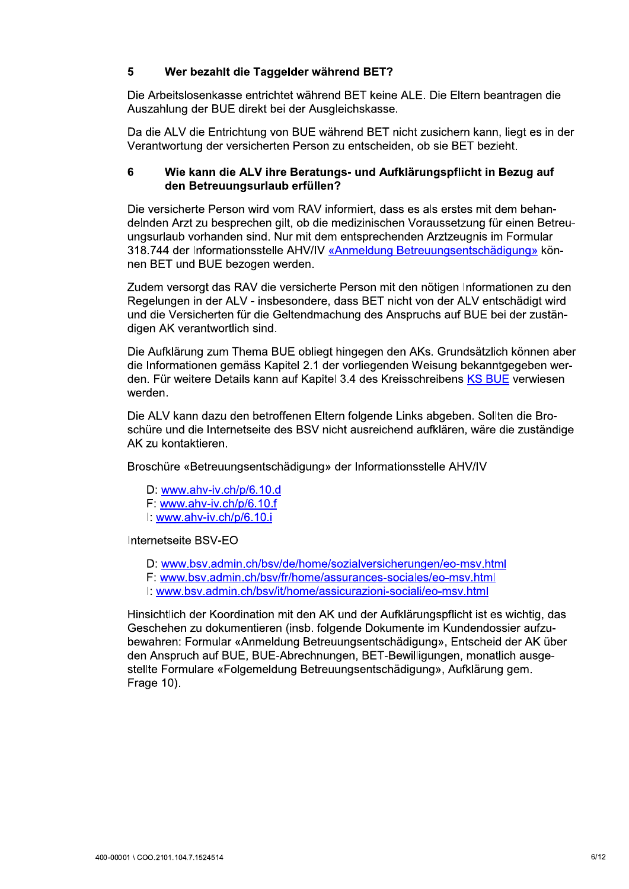## 5 Wer bezahlt die Taggelder während BET?

Die Arbeitslosenkasse entrichtet während BET keine ALE. Die Eltern beantragen die Auszahlung der BUE direkt bei der Ausgleichskasse.

Da die ALV die Entrichtung von BUE während BET nicht zusichern kann, liegt es in der Verantwortung der versicherten Person zu entscheiden, ob sie BET bezieht.

## 6 Wie kann die ALV ihre Beratungs- und Aufklärungspflicht in Bezug auf den Betreuungsurlaub erfüllen?

Die versicherte Person wird vom RAV informiert, dass es als erstes mit dem behandelnden Arzt zu besprechen gilt, ob die medizinischen Voraussetzung für einen Betreuungsurlaub vorhanden sind. Nur mit dem entsprechenden Arztzeugnis im Formular 318.744 der Informationsstelle AHV/IV «Anmeldung Betreuungsentschädigung» können BET und BUE bezogen werden.

Zudem versorgt das RAV die versicherte Person mit den nötigen Informationen zu den Regelungen in der ALV - insbesondere, dass BET nicht von der ALV entschädigt wird und die Versicherten für die Geltendmachung des Anspruchs auf BUE bei der zuständigen AK verantwortlich sind.

Die Aufklärung zum Thema BUE obliegt hingegen den AKs. Grundsätzlich können aber die Informationen gemäss Kapitel 2.1 der vorliegenden Weisung bekanntgegeben werden. Für weitere Details kann auf Kapitel 3.4 des Kreisschreibens KS BUE verwiesen werden.

Die ALV kann dazu den betroffenen Eltern folgende Links abgeben. Sollten die Broschüre und die Internetseite des BSV nicht ausreichend aufklären, wäre die zuständige AK zu kontaktieren.

Broschüre «Betreuungsentschädigung» der Informationsstelle AHV/IV

- D: www.ahv-iv.ch/p/6.10.d
- F: www.ahv-iv.ch/p/6.10.f
- I: www.ahv-iv.ch/p/6.10.i

Internetseite BSV-EO

- D: www.bsv.admin.ch/bsv/de/home/sozialversicherungen/eo-msv.html
- F: www.bsv.admin.ch/bsv/fr/home/assurances-sociales/eo-msv.html
- I: www.bsv.admin.ch/bsv/it/home/assicurazioni-sociali/eo-msv.html

Hinsichtlich der Koordination mit den AK und der Aufklärungspflicht ist es wichtig, das Geschehen zu dokumentieren (insb. folgende Dokumente im Kundendossier aufzubewahren: Formular «Anmeldung Betreuungsentschädigung», Entscheid der AK über den Anspruch auf BUE, BUE-Abrechnungen, BET-Bewilligungen, monatlich ausgestellte Formulare «Folgemeldung Betreuungsentschädigung», Aufklärung gem. Frage 10).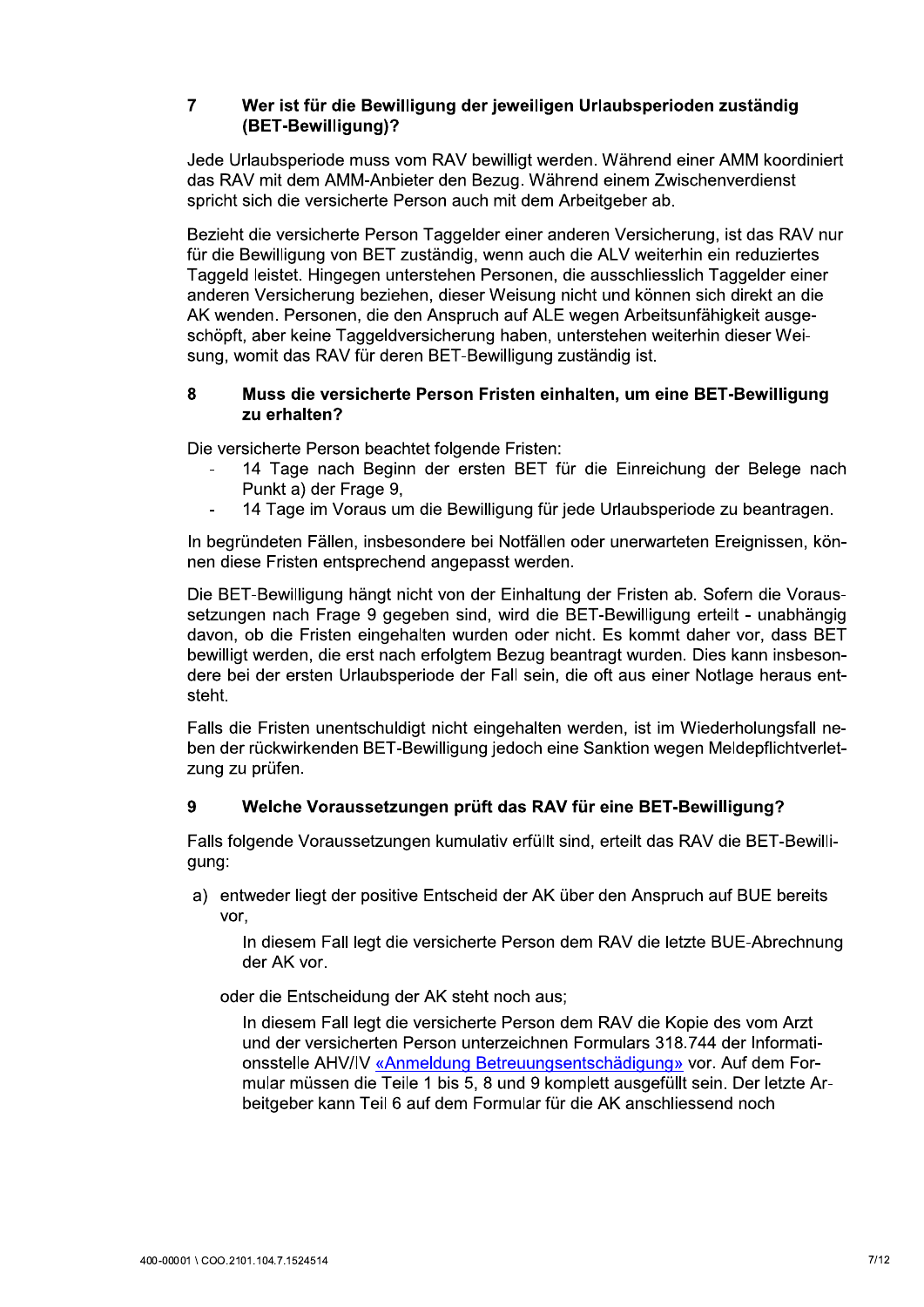## 7 Wer ist für die Bewilligung der jeweiligen Urlaubsperioden zuständig (BET-Bewilligung)?

Jede Urlaubsperiode muss vom RAV bewilligt werden. Während einer AMM koordiniert das RAV mit dem AMM-Anbieter den Bezug. Während einem Zwischenverdienst spricht sich die versicherte Person auch mit dem Arbeitgeber ab.

Bezieht die versicherte Person Taggelder einer anderen Versicherung, ist das RAV nur für die Bewilligung von BET zuständig, wenn auch die ALV weiterhin ein reduziertes Taggeld leistet. Hingegen unterstehen Personen, die ausschliesslich Taggelder einer anderen Versicherung beziehen, dieser Weisung nicht und können sich direkt an die AK wenden. Personen, die den Anspruch auf ALE wegen Arbeitsunfähigkeit ausgeschöpft, aber keine Taggeldversicherung haben, unterstehen weiterhin dieser Weisung, womit das RAV für deren BET-Bewilligung zuständig ist.

## 8 Muss die versicherte Person Fristen einhalten, um eine BET-Bewilligung zu erhalten?

Die versicherte Person beachtet folgende Fristen:

- 14 Tage nach Beginn der ersten BET für die Einreichung der Belege nach Punkt a) der Frage 9,
- 14 Tage im Voraus um die Bewilligung für jede Urlaubsperiode zu beantragen.

In begründeten Fällen, insbesondere bei Notfällen oder unerwarteten Ereignissen, können diese Fristen entsprechend angepasst werden.

Die BET-Bewilligung hängt nicht von der Einhaltung der Fristen ab. Sofern die Voraussetzungen nach Frage 9 gegeben sind, wird die BET-Bewilligung erteilt - unabhängig davon, ob die Fristen eingehalten wurden oder nicht. Es kommt daher vor, dass BET bewilligt werden, die erst nach erfolgtem Bezug beantragt wurden. Dies kann insbesondere bei der ersten Urlaubsperiode der Fall sein, die oft aus einer Notlage heraus entsteht.

Falls die Fristen unentschuldigt nicht eingehalten werden, ist im Wiederholungsfall neben der rückwirkenden BET-Bewilligung jedoch eine Sanktion wegen Meldepflichtverletzung zu prüfen.

## 9 Welche Voraussetzungen prüft das RAV für eine BET-Bewilligung?

Falls folgende Voraussetzungen kumulativ erfüllt sind, erteilt das RAV die BET-Bewilligung:

a) entweder liegt der positive Entscheid der AK über den Anspruch auf BUE bereits vor,

   In diesem Fall legt die versicherte Person dem RAV die letzte BUE-Abrechnung der AK vor.

   oder die Entscheidung der AK steht noch aus;

   In diesem Fall legt die versicherte Person dem RAV die Kopie des vom Arzt und der versicherten Person unterzeichnen Formulars 318.744 der Informationsstelle AHV/IV «Anmeldung Betreuungsentschädigung» vor. Auf dem Formular müssen die Teile 1 bis 5, 8 und 9 komplett ausgefüllt sein. Der letzte Arbeitgeber kann Teil 6 auf dem Formular für die AK anschliessend noch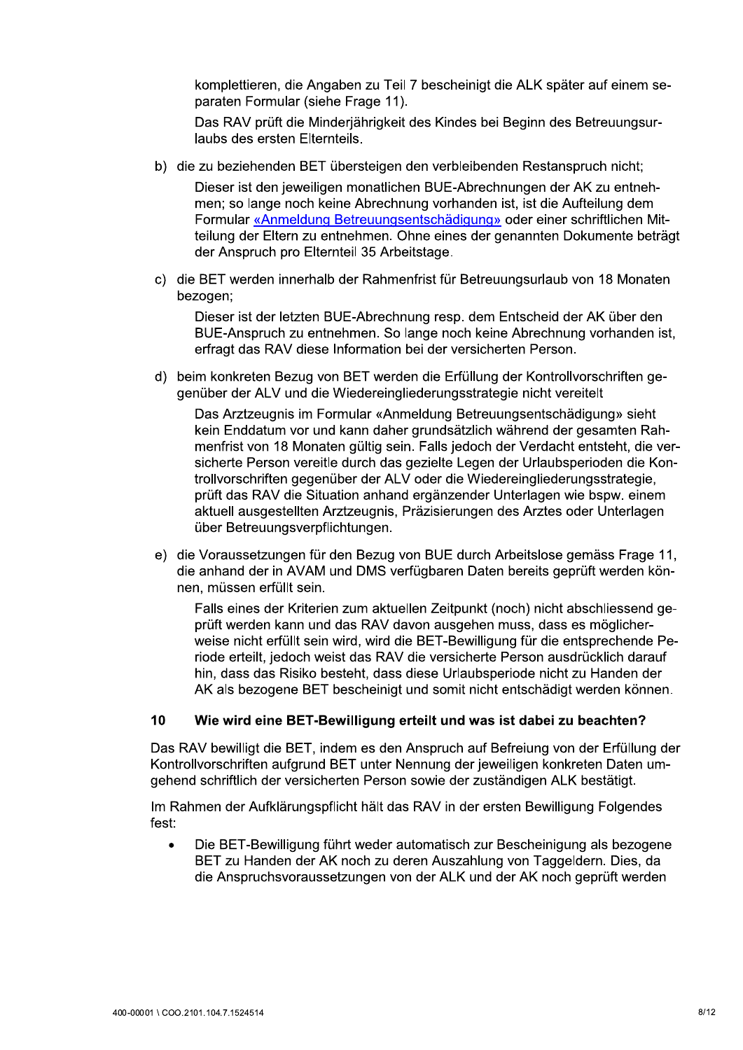komplettieren, die Angaben zu Teil 7 bescheinigt die ALK später auf einem separaten Formular (siehe Frage 11).

Das RAV prüft die Minderjährigkeit des Kindes bei Beginn des Betreuungsurlaubs des ersten Elternteils.

b) die zu beziehenden BET übersteigen den verbleibenden Restanspruch nicht;

   Dieser ist den jeweiligen monatlichen BUE-Abrechnungen der AK zu entnehmen; so lange noch keine Abrechnung vorhanden ist, ist die Aufteilung dem Formular [«Anmeldung Betreuungsentschädigung»]() oder einer schriftlichen Mitteilung der Eltern zu entnehmen. Ohne eines der genannten Dokumente beträgt der Anspruch pro Elternteil 35 Arbeitstage.

c) die BET werden innerhalb der Rahmenfrist für Betreuungsurlaub von 18 Monaten bezogen;

   Dieser ist der letzten BUE-Abrechnung resp. dem Entscheid der AK über den BUE-Anspruch zu entnehmen. So lange noch keine Abrechnung vorhanden ist, erfragt das RAV diese Information bei der versicherten Person.

d) beim konkreten Bezug von BET werden die Erfüllung der Kontrollvorschriften gegenüber der ALV und die Wiedereingliederungsstrategie nicht vereitelt

   Das Arztzeugnis im Formular «Anmeldung Betreuungsentschädigung» sieht kein Enddatum vor und kann daher grundsätzlich während der gesamten Rahmenfrist von 18 Monaten gültig sein. Falls jedoch der Verdacht entsteht, die versicherte Person vereitle durch das gezielte Legen der Urlaubsperioden die Kontrollvorschriften gegenüber der ALV oder die Wiedereingliederungsstrategie, prüft das RAV die Situation anhand ergänzender Unterlagen wie bspw. einem aktuell ausgestellten Arztzeugnis, Präzisierungen des Arztes oder Unterlagen über Betreuungsverpflichtungen.

e) die Voraussetzungen für den Bezug von BUE durch Arbeitslose gemäss Frage 11, die anhand der in AVAM und DMS verfügbaren Daten bereits geprüft werden können, müssen erfüllt sein.

   Falls eines der Kriterien zum aktuellen Zeitpunkt (noch) nicht abschliessend geprüft werden kann und das RAV davon ausgehen muss, dass es möglicherweise nicht erfüllt sein wird, wird die BET-Bewilligung für die entsprechende Periode erteilt, jedoch weist das RAV die versicherte Person ausdrücklich darauf hin, dass das Risiko besteht, dass diese Urlaubsperiode nicht zu Handen der AK als bezogene BET bescheinigt und somit nicht entschädigt werden können.

## 10 Wie wird eine BET-Bewilligung erteilt und was ist dabei zu beachten?

Das RAV bewilligt die BET, indem es den Anspruch auf Befreiung von der Erfüllung der Kontrollvorschriften aufgrund BET unter Nennung der jeweiligen konkreten Daten umgehend schriftlich der versicherten Person sowie der zuständigen ALK bestätigt.

Im Rahmen der Aufklärungspflicht hält das RAV in der ersten Bewilligung Folgendes fest:

- Die BET-Bewilligung führt weder automatisch zur Bescheinigung als bezogene BET zu Handen der AK noch zu deren Auszahlung von Taggeldern. Dies, da die Anspruchsvoraussetzungen von der ALK und der AK noch geprüft werden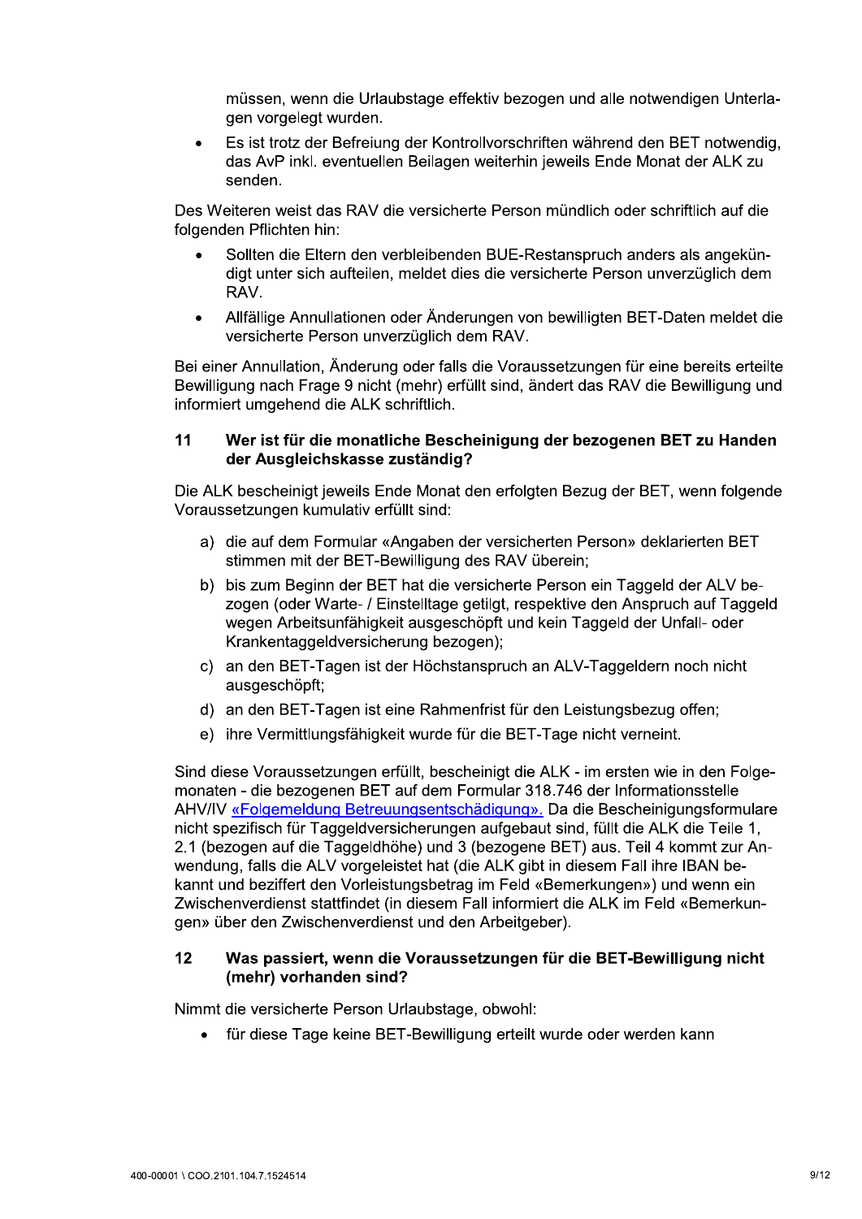müssen, wenn die Urlaubstage effektiv bezogen und alle notwendigen Unterlagen vorgelegt wurden.

- Es ist trotz der Befreiung der Kontrollvorschriften während den BET notwendig, das AvP inkl. eventuellen Beilagen weiterhin jeweils Ende Monat der ALK zu senden.

Des Weiteren weist das RAV die versicherte Person mündlich oder schriftlich auf die folgenden Pflichten hin:

- Sollten die Eltern den verbleibenden BUE-Restanspruch anders als angekündigt unter sich aufteilen, meldet dies die versicherte Person unverzüglich dem RAV.
- Allfällige Annullationen oder Änderungen von bewilligten BET-Daten meldet die versicherte Person unverzüglich dem RAV.

Bei einer Annullation, Änderung oder falls die Voraussetzungen für eine bereits erteilte Bewilligung nach Frage 9 nicht (mehr) erfüllt sind, ändert das RAV die Bewilligung und informiert umgehend die ALK schriftlich.

## 11 Wer ist für die monatliche Bescheinigung der bezogenen BET zu Handen der Ausgleichskasse zuständig?

Die ALK bescheinigt jeweils Ende Monat den erfolgten Bezug der BET, wenn folgende Voraussetzungen kumulativ erfüllt sind:

a) die auf dem Formular «Angaben der versicherten Person» deklarierten BET stimmen mit der BET-Bewilligung des RAV überein;

b) bis zum Beginn der BET hat die versicherte Person ein Taggeld der ALV bezogen (oder Warte- / Einstelltage getilgt, respektive den Anspruch auf Taggeld wegen Arbeitsunfähigkeit ausgeschöpft und kein Taggeld der Unfall- oder Krankentaggeldversicherung bezogen);

c) an den BET-Tagen ist der Höchstanspruch an ALV-Taggeldern noch nicht ausgeschöpft;

d) an den BET-Tagen ist eine Rahmenfrist für den Leistungsbezug offen;

e) ihre Vermittlungsfähigkeit wurde für die BET-Tage nicht verneint.

Sind diese Voraussetzungen erfüllt, bescheinigt die ALK - im ersten wie in den Folgemonaten - die bezogenen BET auf dem Formular 318.746 der Informationsstelle AHV/IV «Folgemeldung Betreuungsentschädigung». Da die Bescheinigungsformulare nicht spezifisch für Taggeldversicherungen aufgebaut sind, füllt die ALK die Teile 1, 2.1 (bezogen auf die Taggeldhöhe) und 3 (bezogene BET) aus. Teil 4 kommt zur Anwendung, falls die ALV vorgeleistet hat (die ALK gibt in diesem Fall ihre IBAN bekannt und beziffert den Vorleistungsbetrag im Feld «Bemerkungen») und wenn ein Zwischenverdienst stattfindet (in diesem Fall informiert die ALK im Feld «Bemerkungen» über den Zwischenverdienst und den Arbeitgeber).

## 12 Was passiert, wenn die Voraussetzungen für die BET-Bewilligung nicht (mehr) vorhanden sind?

Nimmt die versicherte Person Urlaubstage, obwohl:

- für diese Tage keine BET-Bewilligung erteilt wurde oder werden kann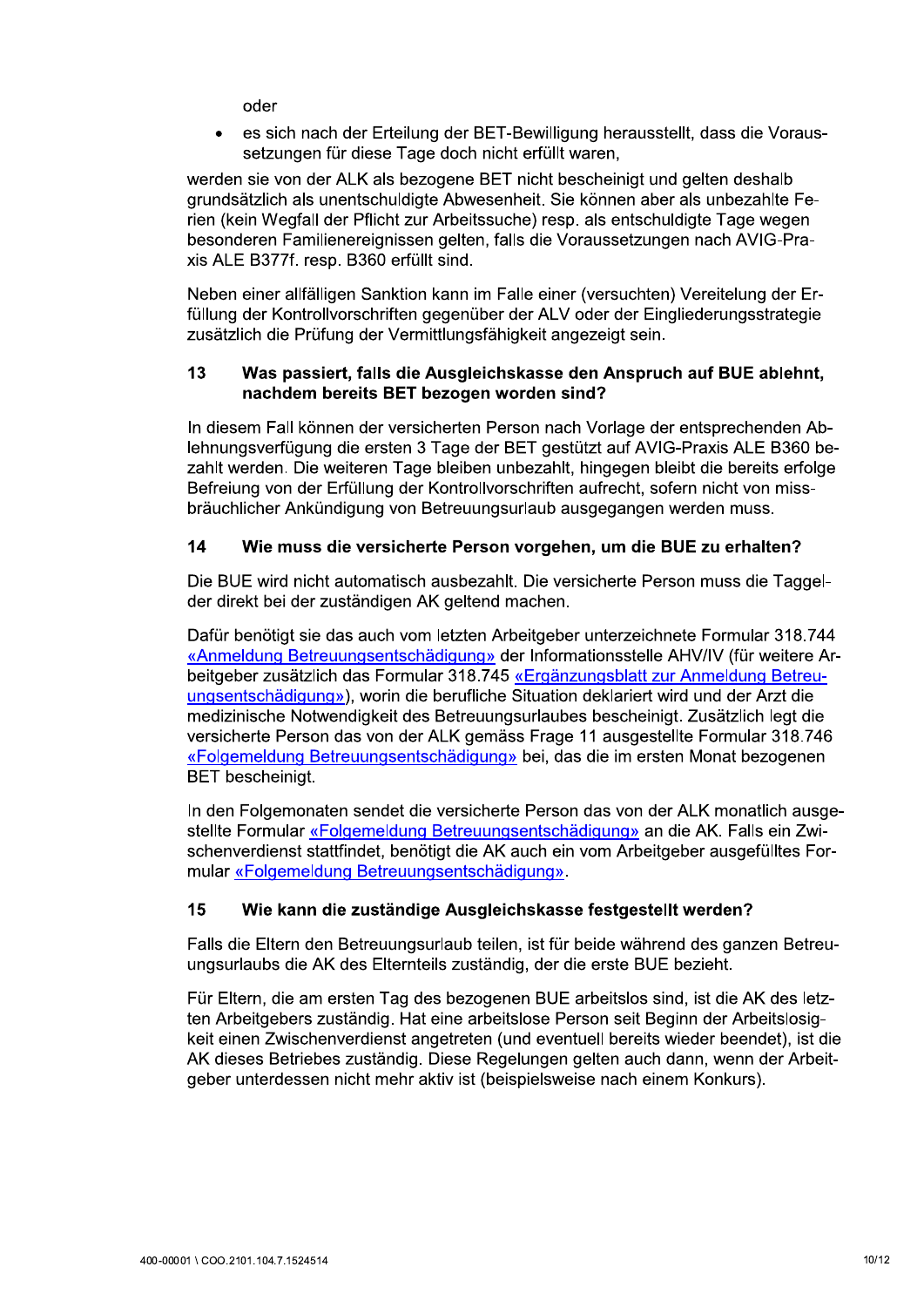oder

- es sich nach der Erteilung der BET-Bewilligung herausstellt, dass die Voraussetzungen für diese Tage doch nicht erfüllt waren,

werden sie von der ALK als bezogene BET nicht bescheinigt und gelten deshalb grundsätzlich als unentschuldigte Abwesenheit. Sie können aber als unbezahlte Ferien (kein Wegfall der Pflicht zur Arbeitssuche) resp. als entschuldigte Tage wegen besonderen Familienereignissen gelten, falls die Voraussetzungen nach AVIG-Praxis ALE B377f. resp. B360 erfüllt sind.

Neben einer allfälligen Sanktion kann im Falle einer (versuchten) Vereitelung der Erfüllung der Kontrollvorschriften gegenüber der ALV oder der Eingliederungsstrategie zusätzlich die Prüfung der Vermittlungsfähigkeit angezeigt sein.

## 13 Was passiert, falls die Ausgleichskasse den Anspruch auf BUE ablehnt, nachdem bereits BET bezogen worden sind?

In diesem Fall können der versicherten Person nach Vorlage der entsprechenden Ablehnungsverfügung die ersten 3 Tage der BET gestützt auf AVIG-Praxis ALE B360 bezahlt werden. Die weiteren Tage bleiben unbezahlt, hingegen bleibt die bereits erfolgte Befreiung von der Erfüllung der Kontrollvorschriften aufrecht, sofern nicht von missbräuchlicher Ankündigung von Betreuungsurlaub ausgegangen werden muss.

## 14 Wie muss die versicherte Person vorgehen, um die BUE zu erhalten?

Die BUE wird nicht automatisch ausbezahlt. Die versicherte Person muss die Taggelder direkt bei der zuständigen AK geltend machen.

Dafür benötigt sie das auch vom letzten Arbeitgeber unterzeichnete Formular 318.744 «Anmeldung Betreuungsentschädigung» der Informationsstelle AHV/IV (für weitere Arbeitgeber zusätzlich das Formular 318.745 «Ergänzungsblatt zur Anmeldung Betreuungsentschädigung»), worin die berufliche Situation deklariert wird und der Arzt die medizinische Notwendigkeit des Betreuungsurlaubes bescheinigt. Zusätzlich legt die versicherte Person das von der ALK gemäss Frage 11 ausgestellte Formular 318.746 «Folgemeldung Betreuungsentschädigung» bei, das die im ersten Monat bezogenen BET bescheinigt.

In den Folgemonaten sendet die versicherte Person das von der ALK monatlich ausgestellte Formular «Folgemeldung Betreuungsentschädigung» an die AK. Falls ein Zwischenverdienst stattfindet, benötigt die AK auch ein vom Arbeitgeber ausgefülltes Formular «Folgemeldung Betreuungsentschädigung».

## 15 Wie kann die zuständige Ausgleichskasse festgestellt werden?

Falls die Eltern den Betreuungsurlaub teilen, ist für beide während des ganzen Betreuungsurlaubs die AK des Elternteils zuständig, der die erste BUE bezieht.

Für Eltern, die am ersten Tag des bezogenen BUE arbeitslos sind, ist die AK des letzten Arbeitgebers zuständig. Hat eine arbeitslose Person seit Beginn der Arbeitslosigkeit einen Zwischenverdienst angetreten (und eventuell bereits wieder beendet), ist die AK dieses Betriebes zuständig. Diese Regelungen gelten auch dann, wenn der Arbeitgeber unterdessen nicht mehr aktiv ist (beispielsweise nach einem Konkurs).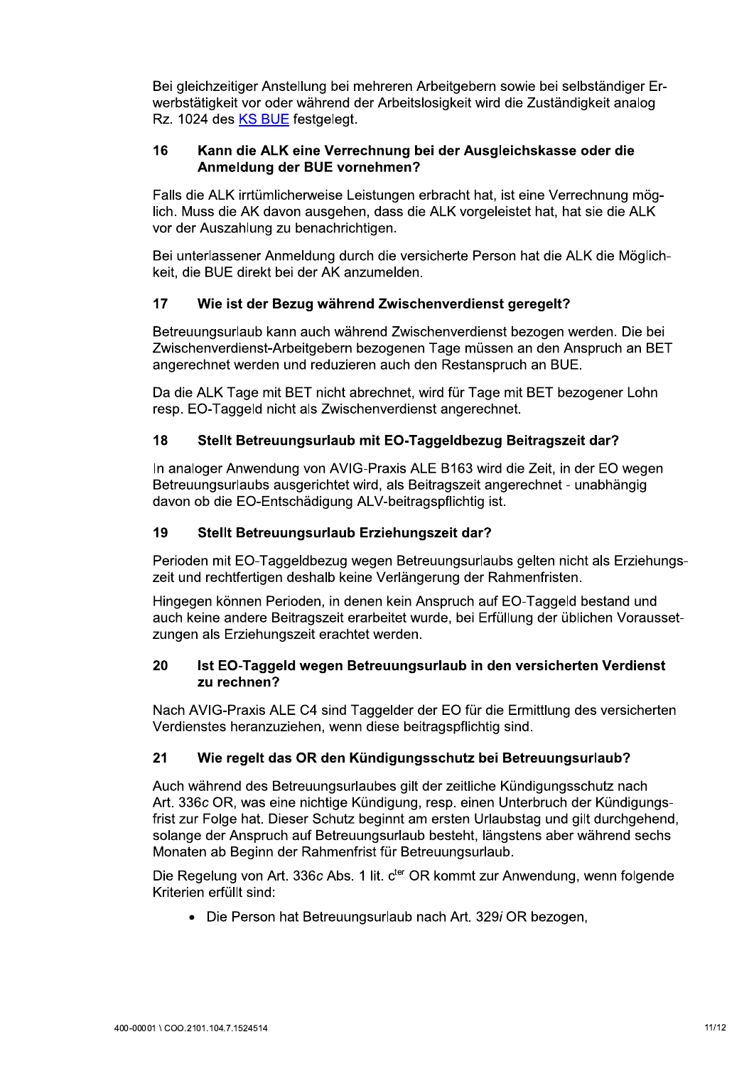Bei gleichzeitiger Anstellung bei mehreren Arbeitgebern sowie bei selbständiger Erwerbstätigkeit vor oder während der Arbeitslosigkeit wird die Zuständigkeit analog Rz. 1024 des KS BUE festgelegt.

## 16 Kann die ALK eine Verrechnung bei der Ausgleichskasse oder die Anmeldung der BUE vornehmen?

Falls die ALK irrtümlicherweise Leistungen erbracht hat, ist eine Verrechnung möglich. Muss die AK davon ausgehen, dass die ALK vorgeleistet hat, hat sie die ALK vor der Auszahlung zu benachrichtigen.

Bei unterlassener Anmeldung durch die versicherte Person hat die ALK die Möglichkeit, die BUE direkt bei der AK anzumelden.

## 17 Wie ist der Bezug während Zwischenverdienst geregelt?

Betreuungsurlaub kann auch während Zwischenverdienst bezogen werden. Die bei Zwischenverdienst-Arbeitgebern bezogenen Tage müssen an den Anspruch an BET angerechnet werden und reduzieren auch den Restanspruch an BUE.

Da die ALK Tage mit BET nicht abrechnet, wird für Tage mit BET bezogener Lohn resp. EO-Taggeld nicht als Zwischenverdienst angerechnet.

## 18 Stellt Betreuungsurlaub mit EO-Taggeldbezug Beitragszeit dar?

In analoger Anwendung von AVIG-Praxis ALE B163 wird die Zeit, in der EO wegen Betreuungsurlaubs ausgerichtet wird, als Beitragszeit angerechnet - unabhängig davon ob die EO-Entschädigung ALV-beitragspflichtig ist.

## 19 Stellt Betreuungsurlaub Erziehungszeit dar?

Perioden mit EO-Taggeldbezug wegen Betreuungsurlaubs gelten nicht als Erziehungszeit und rechtfertigen deshalb keine Verlängerung der Rahmenfristen.

Hingegen können Perioden, in denen kein Anspruch auf EO-Taggeld bestand und auch keine andere Beitragszeit erarbeitet wurde, bei Erfüllung der üblichen Voraussetzungen als Erziehungszeit erachtet werden.

## 20 Ist EO-Taggeld wegen Betreuungsurlaub in den versicherten Verdienst zu rechnen?

Nach AVIG-Praxis ALE C4 sind Taggelder der EO für die Ermittlung des versicherten Verdienstes heranzuziehen, wenn diese beitragspflichtig sind.

## 21 Wie regelt das OR den Kündigungsschutz bei Betreuungsurlaub?

Auch während des Betreuungsurlaubes gilt der zeitliche Kündigungsschutz nach Art. 336*c* OR, was eine nichtige Kündigung, resp. einen Unterbruch der Kündigungsfrist zur Folge hat. Dieser Schutz beginnt am ersten Urlaubstag und gilt durchgehend, solange der Anspruch auf Betreuungsurlaub besteht, längstens aber während sechs Monaten ab Beginn der Rahmenfrist für Betreuungsurlaub.

Die Regelung von Art. 336*c* Abs. 1 lit. c^ter OR kommt zur Anwendung, wenn folgende Kriterien erfüllt sind:

- Die Person hat Betreuungsurlaub nach Art. 329*i* OR bezogen,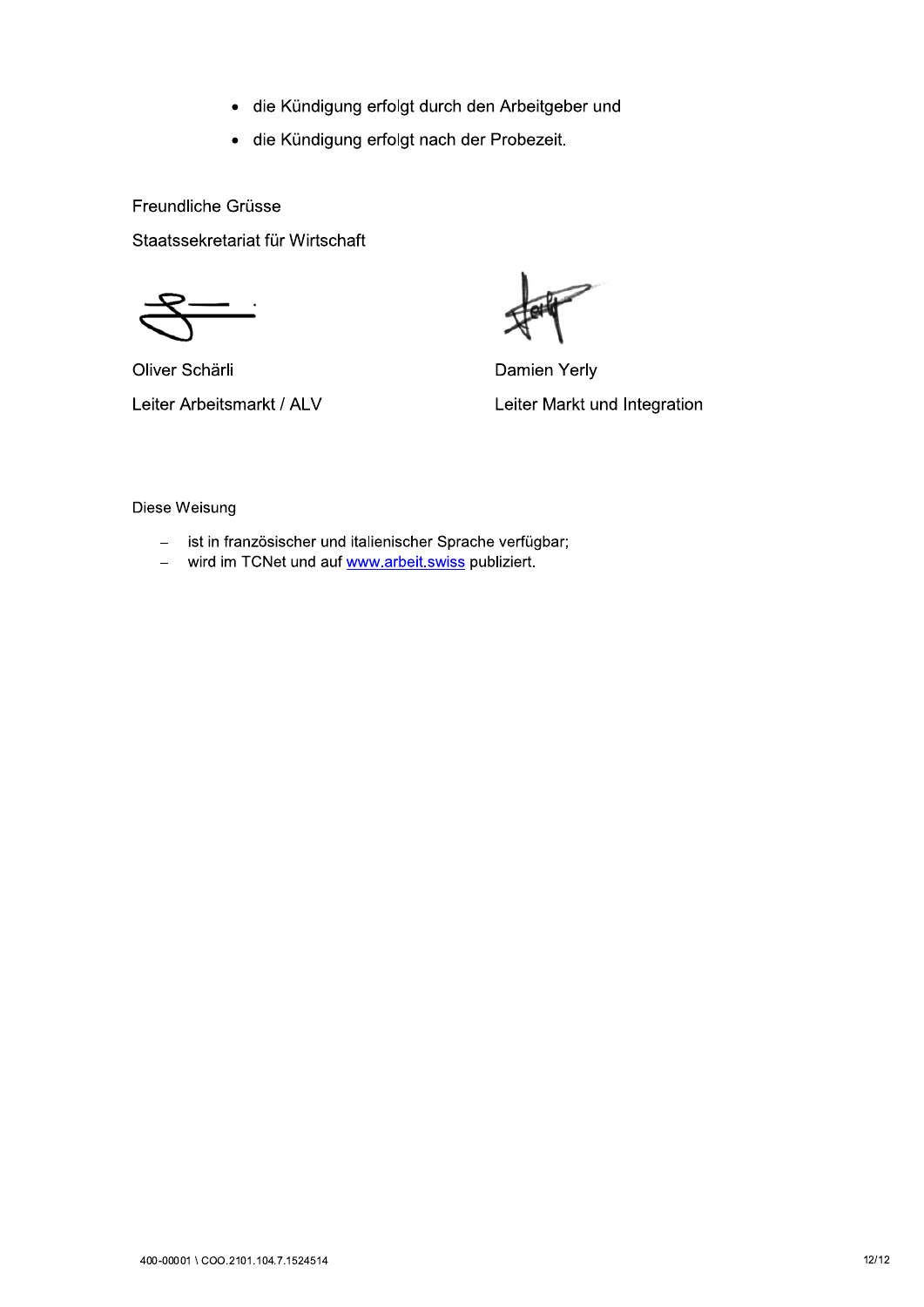- die Kündigung erfolgt durch den Arbeitgeber und
- die Kündigung erfolgt nach der Probezeit.

Freundliche Grüsse

Staatssekretariat für Wirtschaft

| | |
|---|---|
| Oliver Schärli | Damien Yerly |
| Leiter Arbeitsmarkt / ALV | Leiter Markt und Integration |

Diese Weisung

- ist in französischer und italienischer Sprache verfügbar;
- wird im TCNet und auf [www.arbeit.swiss](http://www.arbeit.swiss) publiziert.

400-00001 \ COO.2101.104.7.1524514